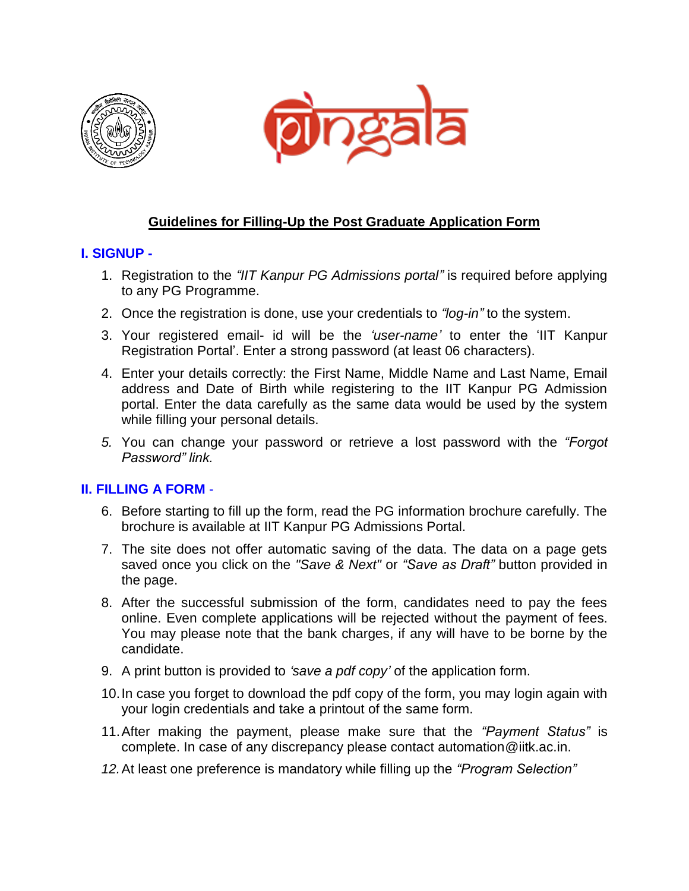## Guidelines for Filling-Up the Post Graduate Application Form

### I. SIGNUP -

1. Registration to the *"IIT Kanpur PG Admissions portal"* is required before applying to any PG Programme.
2. Once the registration is done, use your credentials to *"log-in"* to the system.
3. Your registered email- id will be the *'user-name'* to enter the 'IIT Kanpur Registration Portal'. Enter a strong password (at least 06 characters).
4. Enter your details correctly: the First Name, Middle Name and Last Name, Email address and Date of Birth while registering to the IIT Kanpur PG Admission portal. Enter the data carefully as the same data would be used by the system while filling your personal details.
5. You can change your password or retrieve a lost password with the *"Forgot Password" link.*

### II. FILLING A FORM -

6. Before starting to fill up the form, read the PG information brochure carefully. The brochure is available at IIT Kanpur PG Admissions Portal.
7. The site does not offer automatic saving of the data. The data on a page gets saved once you click on the *"Save & Next"* or *"Save as Draft"* button provided in the page.
8. After the successful submission of the form, candidates need to pay the fees online. Even complete applications will be rejected without the payment of fees. You may please note that the bank charges, if any will have to be borne by the candidate.
9. A print button is provided to *'save a pdf copy'* of the application form.
10. In case you forget to download the pdf copy of the form, you may login again with your login credentials and take a printout of the same form.
11. After making the payment, please make sure that the *"Payment Status"* is complete. In case of any discrepancy please contact automation@iitk.ac.in.
12. At least one preference is mandatory while filling up the *"Program Selection"*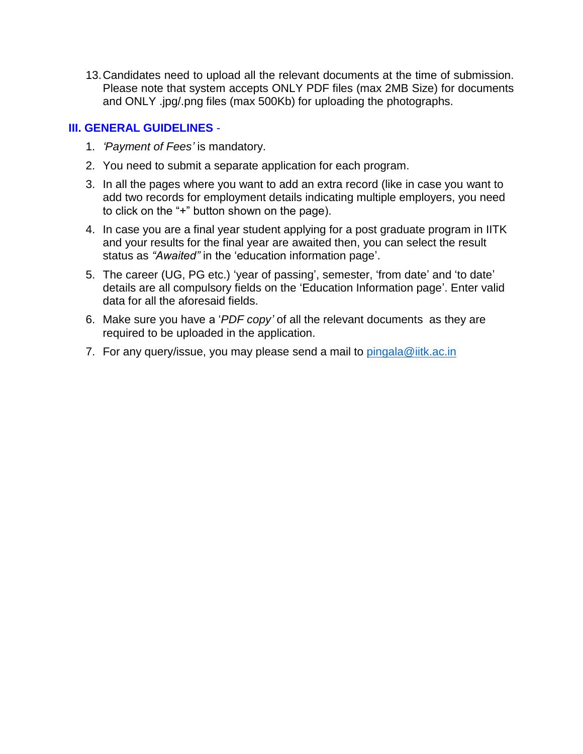13. Candidates need to upload all the relevant documents at the time of submission. Please note that system accepts ONLY PDF files (max 2MB Size) for documents and ONLY .jpg/.png files (max 500Kb) for uploading the photographs.

### III. GENERAL GUIDELINES -

1. *'Payment of Fees'* is mandatory.
2. You need to submit a separate application for each program.
3. In all the pages where you want to add an extra record (like in case you want to add two records for employment details indicating multiple employers, you need to click on the "+" button shown on the page).
4. In case you are a final year student applying for a post graduate program in IITK and your results for the final year are awaited then, you can select the result status as *"Awaited"* in the 'education information page'.
5. The career (UG, PG etc.) 'year of passing', semester, 'from date' and 'to date' details are all compulsory fields on the 'Education Information page'. Enter valid data for all the aforesaid fields.
6. Make sure you have a '*PDF copy'* of all the relevant documents as they are required to be uploaded in the application.
7. For any query/issue, you may please send a mail to [pingala@iitk.ac.in](mailto:pingala@iitk.ac.in)